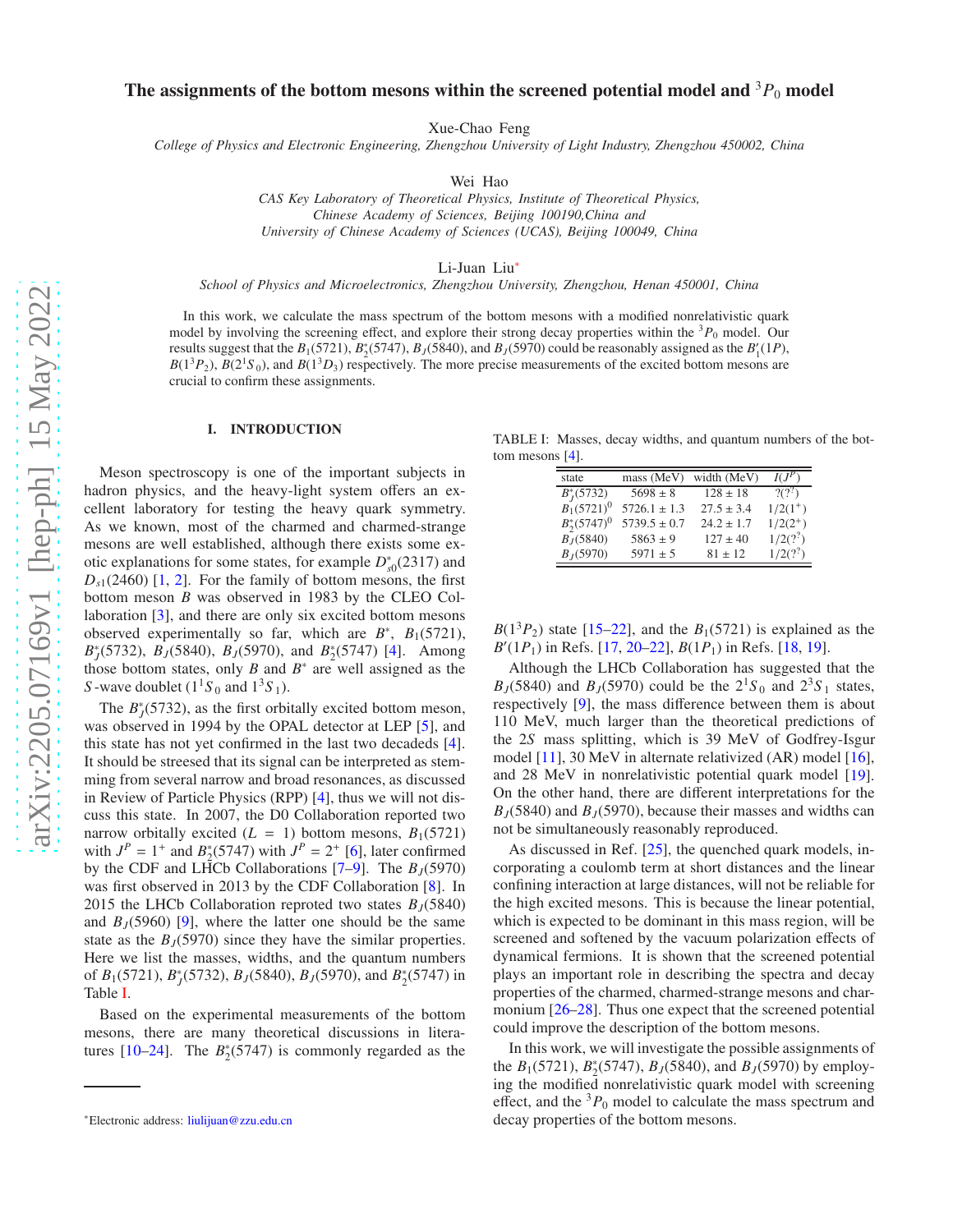# The assignments of the bottom mesons within the screened potential model and $^3P_0$ model

Xue-Chao Feng

*College of Physics and Electronic Engineering, Zhengzhou University of Light Industry, Zhengzhou 450002, China*

Wei Hao

*CAS Key Laboratory of Theoretical Physics, Institute of Theoretical Physics, Chinese Academy of Sciences, Beijing 100190,China and University of Chinese Academy of Sciences (UCAS), Beijing 100049, China*

Li-Juan Liu*

*School of Physics and Microelectronics, Zhengzhou University, Zhengzhou, Henan 450001, China*

In this work, we calculate the mass spectrum of the bottom mesons with a modified nonrelativistic quark model by involving the screening effect, and explore their strong decay properties within the $^3P_0$ model. Our results suggest that the $B_1(5721)$, $B_2^*(5747)$, $B_J(5840)$, and $B_J(5970)$ could be reasonably assigned as the $B_1'(1P)$, $B(1^3P_2)$, $B(2^1S_0)$, and $B(1^3D_3)$ respectively. The more precise measurements of the excited bottom mesons are crucial to confirm these assignments.

## I. INTRODUCTION

Meson spectroscopy is one of the important subjects in hadron physics, and the heavy-light system offers an excellent laboratory for testing the heavy quark symmetry. As we known, most of the charmed and charmed-strange mesons are well established, although there exists some exotic explanations for some states, for example $D_{s0}^*(2317)$ and $D_{s1}(2460)$ [1, 2]. For the family of bottom mesons, the first bottom meson $B$ was observed in 1983 by the CLEO Collaboration [3], and there are only six excited bottom mesons observed experimentally so far, which are $B^*$, $B_1(5721)$, $B_J^*(5732)$, $B_J(5840)$, $B_J(5970)$, and $B_2^*(5747)$ [4]. Among those bottom states, only $B$ and $B^*$ are well assigned as the $S$-wave doublet ($1^1S_0$ and $1^3S_1$).

The $B_J^*(5732)$, as the first orbitally excited bottom meson, was observed in 1994 by the OPAL detector at LEP [5], and this state has not yet confirmed in the last two decadeds [4]. It should be streesed that its signal can be interpreted as stemming from several narrow and broad resonances, as discussed in Review of Particle Physics (RPP) [4], thus we will not discuss this state. In 2007, the D0 Collaboration reported two narrow orbitally excited ($L = 1$) bottom mesons, $B_1(5721)$ with $J^P = 1^+$ and $B_2^*(5747)$ with $J^P = 2^+$ [6], later confirmed by the CDF and LHCb Collaborations [7–9]. The $B_J(5970)$ was first observed in 2013 by the CDF Collaboration [8]. In 2015 the LHCb Collaboration reproted two states $B_J(5840)$ and $B_J(5960)$ [9], where the latter one should be the same state as the $B_J(5970)$ since they have the similar properties. Here we list the masses, widths, and the quantum numbers of $B_1(5721)$, $B_J^*(5732)$, $B_J(5840)$, $B_J(5970)$, and $B_2^*(5747)$ in Table I.

TABLE I: Masses, decay widths, and quantum numbers of the bottom mesons [4].

| state | mass (MeV) | width (MeV) | $I(J^P)$ |
|---|---|---|---|
| $B_J^*(5732)$ | $5698 \pm 8$ | $128 \pm 18$ | $?(?^?)$ |
| $B_1(5721)^0$ | $5726.1 \pm 1.3$ | $27.5 \pm 3.4$ | $1/2(1^+)$ |
| $B_2^*(5747)^0$ | $5739.5 \pm 0.7$ | $24.2 \pm 1.7$ | $1/2(2^+)$ |
| $B_J(5840)$ | $5863 \pm 9$ | $127 \pm 40$ | $1/2(?^?)$ |
| $B_J(5970)$ | $5971 \pm 5$ | $81 \pm 12$ | $1/2(?^?)$ |

Based on the experimental measurements of the bottom mesons, there are many theoretical discussions in literatures [10–24]. The $B_2^*(5747)$ is commonly regarded as the $B(1^3P_2)$ state [15–22], and the $B_1(5721)$ is explained as the $B'(1P_1)$ in Refs. [17, 20–22], $B(1P_1)$ in Refs. [18, 19].

Although the LHCb Collaboration has suggested that the $B_J(5840)$ and $B_J(5970)$ could be the $2^1S_0$ and $2^3S_1$ states, respectively [9], the mass difference between them is about 110 MeV, much larger than the theoretical predictions of the $2S$ mass splitting, which is 39 MeV of Godfrey-Isgur model [11], 30 MeV in alternate relativized (AR) model [16], and 28 MeV in nonrelativistic potential quark model [19]. On the other hand, there are different interpretations for the $B_J(5840)$ and $B_J(5970)$, because their masses and widths can not be simultaneously reasonably reproduced.

As discussed in Ref. [25], the quenched quark models, incorporating a coulomb term at short distances and the linear confining interaction at large distances, will not be reliable for the high excited mesons. This is because the linear potential, which is expected to be dominant in this mass region, will be screened and softened by the vacuum polarization effects of dynamical fermions. It is shown that the screened potential plays an important role in describing the spectra and decay properties of the charmed, charmed-strange mesons and charmonium [26–28]. Thus one expect that the screened potential could improve the description of the bottom mesons.

In this work, we will investigate the possible assignments of the $B_1(5721)$, $B_2^*(5747)$, $B_J(5840)$, and $B_J(5970)$ by employing the modified nonrelativistic quark model with screening effect, and the $^3P_0$ model to calculate the mass spectrum and decay properties of the bottom mesons.

*Electronic address: liulijuan@zzu.edu.cn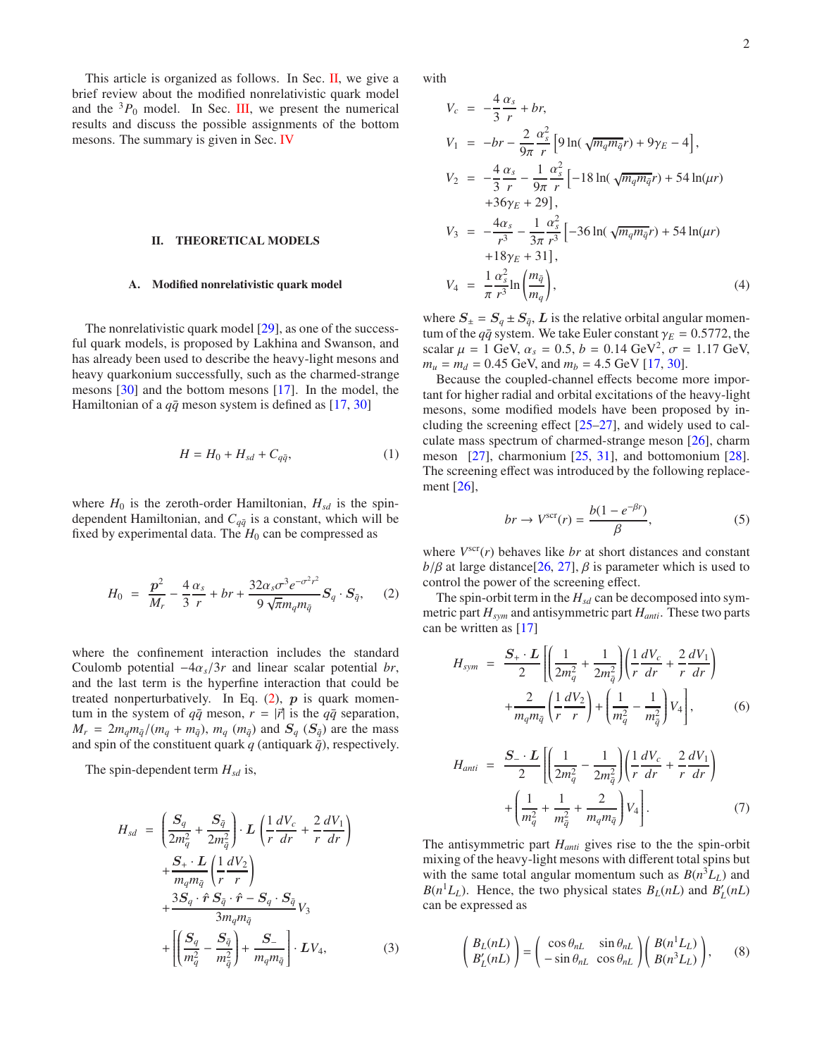This article is organized as follows. In Sec. II, we give a brief review about the modified nonrelativistic quark model and the $^3P_0$ model. In Sec. III, we present the numerical results and discuss the possible assignments of the bottom mesons. The summary is given in Sec. IV

## II. THEORETICAL MODELS

### A. Modified nonrelativistic quark model

The nonrelativistic quark model [29], as one of the successful quark models, is proposed by Lakhina and Swanson, and has already been used to describe the heavy-light mesons and heavy quarkonium successfully, such as the charmed-strange mesons [30] and the bottom mesons [17]. In the model, the Hamiltonian of a $q\bar{q}$ meson system is defined as [17, 30]

$$H = H_0 + H_{sd} + C_{q\bar{q}}, \tag{1}$$

where $H_0$ is the zeroth-order Hamiltonian, $H_{sd}$ is the spin-dependent Hamiltonian, and $C_{q\bar{q}}$ is a constant, which will be fixed by experimental data. The $H_0$ can be compressed as

$$H_0 = \frac{\boldsymbol{p}^2}{M_r} - \frac{4}{3}\frac{\alpha_s}{r} + br + \frac{32\alpha_s\sigma^3 e^{-\sigma^2 r^2}}{9\sqrt{\pi}m_q m_{\bar{q}}}\boldsymbol{S}_q\cdot\boldsymbol{S}_{\bar{q}}, \tag{2}$$

where the confinement interaction includes the standard Coulomb potential $-4\alpha_s/3r$ and linear scalar potential $br$, and the last term is the hyperfine interaction that could be treated nonperturbatively. In Eq. (2), $\boldsymbol{p}$ is quark momentum in the system of $q\bar{q}$ meson, $r = |\vec{r}|$ is the $q\bar{q}$ separation, $M_r = 2m_q m_{\bar{q}}/(m_q + m_{\bar{q}})$, $m_q$ ($m_{\bar{q}}$) and $\boldsymbol{S}_q$ ($\boldsymbol{S}_{\bar{q}}$) are the mass and spin of the constituent quark $q$ (antiquark $\bar{q}$), respectively.

The spin-dependent term $H_{sd}$ is,

$$\begin{aligned} H_{sd} = & \left(\frac{\boldsymbol{S}_q}{2m_q^2} + \frac{\boldsymbol{S}_{\bar{q}}}{2m_{\bar{q}}^2}\right)\cdot\boldsymbol{L}\left(\frac{1}{r}\frac{dV_c}{dr} + \frac{2}{r}\frac{dV_1}{dr}\right) \\ & + \frac{\boldsymbol{S}_+\cdot\boldsymbol{L}}{m_q m_{\bar{q}}}\left(\frac{1}{r}\frac{dV_2}{r}\right) \\ & + \frac{3\boldsymbol{S}_q\cdot\hat{\boldsymbol{r}}\,\boldsymbol{S}_{\bar{q}}\cdot\hat{\boldsymbol{r}} - \boldsymbol{S}_q\cdot\boldsymbol{S}_{\bar{q}}}{3m_q m_{\bar{q}}}V_3 \\ & + \left[\left(\frac{\boldsymbol{S}_q}{m_q^2} - \frac{\boldsymbol{S}_{\bar{q}}}{m_{\bar{q}}^2}\right) + \frac{\boldsymbol{S}_-}{m_q m_{\bar{q}}}\right]\cdot\boldsymbol{L}V_4, \end{aligned} \tag{3}$$

with

$$\begin{aligned} V_c &= -\frac{4}{3}\frac{\alpha_s}{r} + br, \\ V_1 &= -br - \frac{2}{9\pi}\frac{\alpha_s^2}{r}\left[9\ln(\sqrt{m_q m_{\bar{q}}}r) + 9\gamma_E - 4\right], \\ V_2 &= -\frac{4}{3}\frac{\alpha_s}{r} - \frac{1}{9\pi}\frac{\alpha_s^2}{r}\left[-18\ln(\sqrt{m_q m_{\bar{q}}}r) + 54\ln(\mu r)\right. \\ &\quad \left. +36\gamma_E + 29\right], \\ V_3 &= -\frac{4\alpha_s}{r^3} - \frac{1}{3\pi}\frac{\alpha_s^2}{r^3}\left[-36\ln(\sqrt{m_q m_{\bar{q}}}r) + 54\ln(\mu r)\right. \\ &\quad \left. +18\gamma_E + 31\right], \\ V_4 &= \frac{1}{\pi}\frac{\alpha_s^2}{r^3}\ln\left(\frac{m_{\bar{q}}}{m_q}\right), \end{aligned} \tag{4}$$

where $\boldsymbol{S}_\pm = \boldsymbol{S}_q \pm \boldsymbol{S}_{\bar{q}}$, $\boldsymbol{L}$ is the relative orbital angular momentum of the $q\bar{q}$ system. We take Euler constant $\gamma_E = 0.5772$, the scalar $\mu = 1$ GeV, $\alpha_s = 0.5$, $b = 0.14$ GeV$^2$, $\sigma = 1.17$ GeV, $m_u = m_d = 0.45$ GeV, and $m_b = 4.5$ GeV [17, 30].

Because the coupled-channel effects become more important for higher radial and orbital excitations of the heavy-light mesons, some modified models have been proposed by including the screening effect [25–27], and widely used to calculate mass spectrum of charmed-strange meson [26], charm meson [27], charmonium [25, 31], and bottomonium [28]. The screening effect was introduced by the following replacement [26],

$$br \to V^{\rm scr}(r) = \frac{b(1 - e^{-\beta r})}{\beta}, \tag{5}$$

where $V^{\rm scr}(r)$ behaves like $br$ at short distances and constant $b/\beta$ at large distance[26, 27], $\beta$ is parameter which is used to control the power of the screening effect.

The spin-orbit term in the $H_{sd}$ can be decomposed into symmetric part $H_{sym}$ and antisymmetric part $H_{anti}$. These two parts can be written as [17]

$$\begin{aligned} H_{sym} = & \frac{\boldsymbol{S}_+\cdot\boldsymbol{L}}{2}\left[\left(\frac{1}{2m_q^2} + \frac{1}{2m_{\bar{q}}^2}\right)\left(\frac{1}{r}\frac{dV_c}{dr} + \frac{2}{r}\frac{dV_1}{dr}\right)\right. \\ & \left. + \frac{2}{m_q m_{\bar{q}}}\left(\frac{1}{r}\frac{dV_2}{r}\right) + \left(\frac{1}{m_q^2} - \frac{1}{m_{\bar{q}}^2}\right)V_4\right], \end{aligned} \tag{6}$$

$$\begin{aligned} H_{anti} = & \frac{\boldsymbol{S}_-\cdot\boldsymbol{L}}{2}\left[\left(\frac{1}{2m_q^2} - \frac{1}{2m_{\bar{q}}^2}\right)\left(\frac{1}{r}\frac{dV_c}{dr} + \frac{2}{r}\frac{dV_1}{dr}\right)\right. \\ & \left. + \left(\frac{1}{m_q^2} + \frac{1}{m_{\bar{q}}^2} + \frac{2}{m_q m_{\bar{q}}}\right)V_4\right]. \end{aligned} \tag{7}$$

The antisymmetric part $H_{anti}$ gives rise to the the spin-orbit mixing of the heavy-light mesons with different total spins but with the same total angular momentum such as $B(n^3L_L)$ and $B(n^1L_L)$. Hence, the two physical states $B_L(nL)$ and $B_L'(nL)$ can be expressed as

$$\begin{pmatrix} B_L(nL) \\ B_L'(nL) \end{pmatrix} = \begin{pmatrix} \cos\theta_{nL} & \sin\theta_{nL} \\ -\sin\theta_{nL} & \cos\theta_{nL} \end{pmatrix}\begin{pmatrix} B(n^1L_L) \\ B(n^3L_L) \end{pmatrix}, \tag{8}$$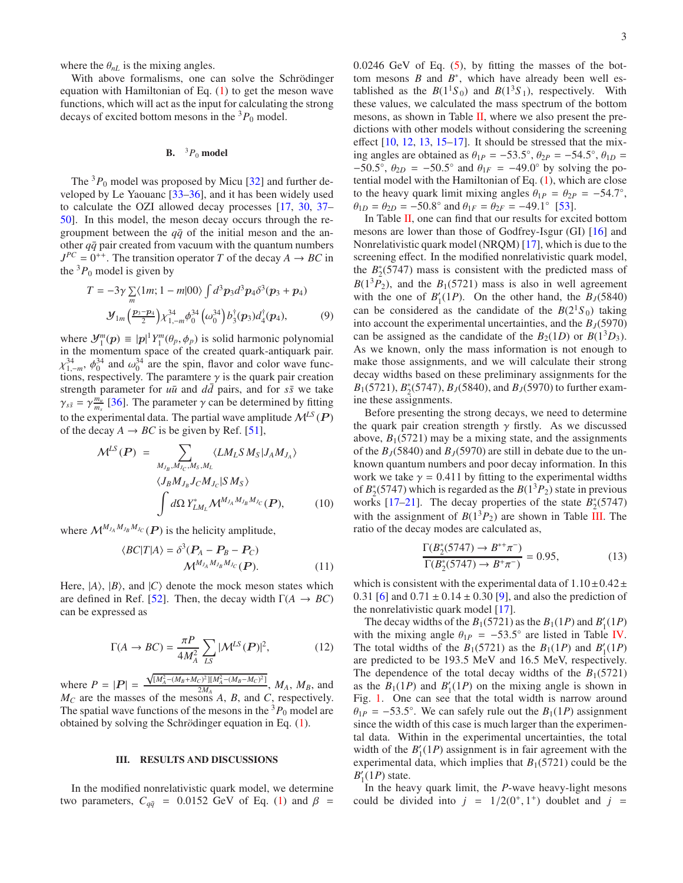where the $\theta_{nL}$ is the mixing angles.

With above formalisms, one can solve the Schrödinger equation with Hamiltonian of Eq. (1) to get the meson wave functions, which will act as the input for calculating the strong decays of excited bottom mesons in the $^3P_0$ model.

### B. $^3P_0$ model

The $^3P_0$ model was proposed by Micu [32] and further developed by Le Yaouanc [33–36], and it has been widely used to calculate the OZI allowed decay processes [17, 30, 37–50]. In this model, the meson decay occurs through the regroupment between the $q\bar{q}$ of the initial meson and the another $q\bar{q}$ pair created from vacuum with the quantum numbers $J^{PC} = 0^{++}$. The transition operator $T$ of the decay $A \to BC$ in the $^3P_0$ model is given by

$$
\begin{aligned}
T = & -3\gamma \sum_m \langle 1m; 1-m|00\rangle \int d^3\boldsymbol{p}_3 d^3\boldsymbol{p}_4 \delta^3(\boldsymbol{p}_3 + \boldsymbol{p}_4) \\
& \mathcal{Y}_{1m}\left(\tfrac{\boldsymbol{p}_3 - \boldsymbol{p}_4}{2}\right) \chi^{34}_{1,-m} \phi^{34}_0 \left(\omega^{34}_0\right) b^\dagger_3(\boldsymbol{p}_3) d^\dagger_4(\boldsymbol{p}_4), \qquad (9)
\end{aligned}
$$

where $\mathcal{Y}^m_1(\boldsymbol{p}) \equiv |\boldsymbol{p}|^1 Y^m_1(\theta_p, \phi_p)$ is solid harmonic polynomial in the momentum space of the created quark-antiquark pair. $\chi^{34}_{1,-m}$, $\phi^{34}_0$ and $\omega^{34}_0$ are the spin, flavor and color wave functions, respectively. The paramtere $\gamma$ is the quark pair creation strength parameter for $u\bar{u}$ and $d\bar{d}$ pairs, and for $s\bar{s}$ we take $\gamma_{s\bar{s}} = \gamma \frac{m_u}{m_s}$ [36]. The parameter $\gamma$ can be determined by fitting to the experimental data. The partial wave amplitude $\mathcal{M}^{LS}(\boldsymbol{P})$ of the decay $A \to BC$ is be given by Ref. [51],

$$
\begin{aligned}
\mathcal{M}^{LS}(\boldsymbol{P}) = & \sum_{M_{J_B}, M_{J_C}, M_S, M_L} \langle L M_L S M_S | J_A M_{J_A} \rangle \\
& \langle J_B M_{J_B} J_C M_{J_C} | S M_S \rangle \\
& \int d\Omega \, Y^*_{LM_L} \mathcal{M}^{M_{J_A} M_{J_B} M_{J_C}}(\boldsymbol{P}), \qquad (10)
\end{aligned}
$$

where $\mathcal{M}^{M_{J_A} M_{J_B} M_{J_C}}(\boldsymbol{P})$ is the helicity amplitude,

$$
\langle BC|T|A\rangle = \delta^3(\boldsymbol{P}_A - \boldsymbol{P}_B - \boldsymbol{P}_C) \mathcal{M}^{M_{J_A} M_{J_B} M_{J_C}}(\boldsymbol{P}). \qquad (11)
$$

Here, $|A\rangle$, $|B\rangle$, and $|C\rangle$ denote the mock meson states which are defined in Ref. [52]. Then, the decay width $\Gamma(A \to BC)$ can be expressed as

$$
\Gamma(A \to BC) = \frac{\pi P}{4M_A^2} \sum_{LS} |\mathcal{M}^{LS}(\boldsymbol{P})|^2, \qquad (12)
$$

where $P = |\boldsymbol{P}| = \frac{\sqrt{[M_A^2 - (M_B + M_C)^2][M_A^2 - (M_B - M_C)^2]}}{2M_A}$, $M_A$, $M_B$, and $M_C$ are the masses of the mesons $A$, $B$, and $C$, respectively. The spatial wave functions of the mesons in the $^3P_0$ model are obtained by solving the Schrödinger equation in Eq. (1).

## III. RESULTS AND DISCUSSIONS

In the modified nonrelativistic quark model, we determine two parameters, $C_{q\bar{q}} = 0.0152$ GeV of Eq. (1) and $\beta = 0.0246$ GeV of Eq. (5), by fitting the masses of the bottom mesons $B$ and $B^*$, which have already been well established as the $B(1^1S_0)$ and $B(1^3S_1)$, respectively. With these values, we calculated the mass spectrum of the bottom mesons, as shown in Table II, where we also present the predictions with other models without considering the screening effect [10, 12, 13, 15–17]. It should be stressed that the mixing angles are obtained as $\theta_{1P} = -53.5^\circ$, $\theta_{2P} = -54.5^\circ$, $\theta_{1D} = -50.5^\circ$, $\theta_{2D} = -50.5^\circ$ and $\theta_{1F} = -49.0^\circ$ by solving the potential model with the Hamiltonian of Eq. (1), which are close to the heavy quark limit mixing angles $\theta_{1P} = \theta_{2P} = -54.7^\circ$, $\theta_{1D} = \theta_{2D} = -50.8^\circ$ and $\theta_{1F} = \theta_{2F} = -49.1^\circ$ [53].

In Table II, one can find that our results for excited bottom mesons are lower than those of Godfrey-Isgur (GI) [16] and Nonrelativistic quark model (NRQM) [17], which is due to the screening effect. In the modified nonrelativistic quark model, the $B_2^*(5747)$ mass is consistent with the predicted mass of $B(1^3P_2)$, and the $B_1(5721)$ mass is also in well agreement with the one of $B_1'(1P)$. On the other hand, the $B_J(5840)$ can be considered as the candidate of the $B(2^1S_0)$ taking into account the experimental uncertainties, and the $B_J(5970)$ can be assigned as the candidate of the $B_2(1D)$ or $B(1^3D_3)$. As we known, only the mass information is not enough to make those assignments, and we will calculate their strong decay widths based on these preliminary assignments for the $B_1(5721)$, $B_2^*(5747)$, $B_J(5840)$, and $B_J(5970)$ to further examine these assignments.

Before presenting the strong decays, we need to determine the quark pair creation strength $\gamma$ firstly. As we discussed above, $B_1(5721)$ may be a mixing state, and the assignments of the $B_J(5840)$ and $B_J(5970)$ are still in debate due to the unknown quantum numbers and poor decay information. In this work we take $\gamma = 0.411$ by fitting to the experimental widths of $B_2^*(5747)$ which is regarded as the $B(1^3P_2)$ state in previous works [17–21]. The decay properties of the state $B_2^*(5747)$ with the assignment of $B(1^3P_2)$ are shown in Table III. The ratio of the decay modes are calculated as,

$$
\frac{\Gamma(B_2^*(5747) \to B^{*+}\pi^-)}{\Gamma(B_2^*(5747) \to B^+\pi^-)} = 0.95, \qquad (13)
$$

which is consistent with the experimental data of $1.10 \pm 0.42 \pm 0.31$ [6] and $0.71 \pm 0.14 \pm 0.30$ [9], and also the prediction of the nonrelativistic quark model [17].

The decay widths of the $B_1(5721)$ as the $B_1(1P)$ and $B_1'(1P)$ with the mixing angle $\theta_{1P} = -53.5^\circ$ are listed in Table IV. The total widths of the $B_1(5721)$ as the $B_1(1P)$ and $B_1'(1P)$ are predicted to be 193.5 MeV and 16.5 MeV, respectively. The dependence of the total decay widths of the $B_1(5721)$ as the $B_1(1P)$ and $B_1'(1P)$ on the mixing angle is shown in Fig. 1. One can see that the total width is narrow around $\theta_{1P} = -53.5^\circ$. We can safely rule out the $B_1(1P)$ assignment since the width of this case is much larger than the experimental data. Within in the experimental uncertainties, the total width of the $B_1'(1P)$ assignment is in fair agreement with the experimental data, which implies that $B_1(5721)$ could be the $B_1'(1P)$ state.

In the heavy quark limit, the $P$-wave heavy-light mesons could be divided into $j = 1/2(0^+, 1^+)$ doublet and $j =$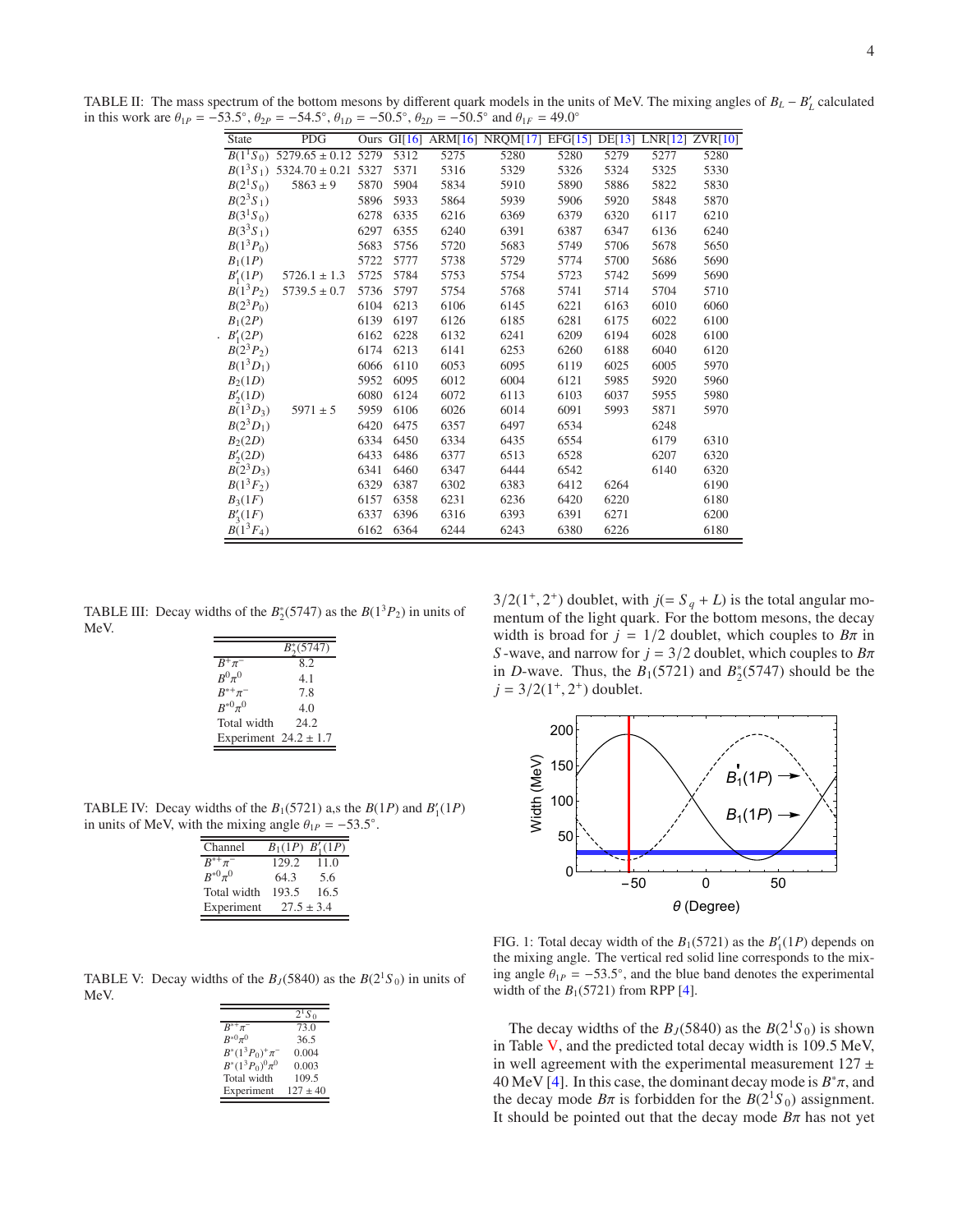TABLE II: The mass spectrum of the bottom mesons by different quark models in the units of MeV. The mixing angles of $B_L - B_L'$ calculated in this work are $\theta_{1P} = -53.5°$, $\theta_{2P} = -54.5°$, $\theta_{1D} = -50.5°$, $\theta_{2D} = -50.5°$ and $\theta_{1F} = 49.0°$

| State | PDG | Ours | GI[16] | ARM[16] | NRQM[17] | EFG[15] | DE[13] | LNR[12] | ZVR[10] |
|---|---|---|---|---|---|---|---|---|---|
| $B(1^1S_0)$ | $5279.65 \pm 0.12$ | 5279 | 5312 | 5275 | 5280 | 5280 | 5279 | 5277 | 5280 |
| $B(1^3S_1)$ | $5324.70 \pm 0.21$ | 5327 | 5371 | 5316 | 5329 | 5326 | 5324 | 5325 | 5330 |
| $B(2^1S_0)$ | $5863 \pm 9$ | 5870 | 5904 | 5834 | 5910 | 5890 | 5886 | 5822 | 5830 |
| $B(2^3S_1)$ | | 5896 | 5933 | 5864 | 5939 | 5906 | 5920 | 5848 | 5870 |
| $B(3^1S_0)$ | | 6278 | 6335 | 6216 | 6369 | 6379 | 6320 | 6117 | 6210 |
| $B(3^3S_1)$ | | 6297 | 6355 | 6240 | 6391 | 6387 | 6347 | 6136 | 6240 |
| $B(1^3P_0)$ | | 5683 | 5756 | 5720 | 5683 | 5749 | 5706 | 5678 | 5650 |
| $B_1(1P)$ | | 5722 | 5777 | 5738 | 5729 | 5774 | 5700 | 5686 | 5690 |
| $B_1'(1P)$ | $5726.1 \pm 1.3$ | 5725 | 5784 | 5753 | 5754 | 5723 | 5742 | 5699 | 5690 |
| $B(1^3P_2)$ | $5739.5 \pm 0.7$ | 5736 | 5797 | 5754 | 5768 | 5741 | 5714 | 5704 | 5710 |
| $B(2^3P_0)$ | | 6104 | 6213 | 6106 | 6145 | 6221 | 6163 | 6010 | 6060 |
| $B_1(2P)$ | | 6139 | 6197 | 6126 | 6185 | 6281 | 6175 | 6022 | 6100 |
| $B_1'(2P)$ | | 6162 | 6228 | 6132 | 6241 | 6209 | 6194 | 6028 | 6100 |
| $B(2^3P_2)$ | | 6174 | 6213 | 6141 | 6253 | 6260 | 6188 | 6040 | 6120 |
| $B(1^3D_1)$ | | 6066 | 6110 | 6053 | 6095 | 6119 | 6025 | 6005 | 5970 |
| $B_2(1D)$ | | 5952 | 6095 | 6012 | 6004 | 6121 | 5985 | 5920 | 5960 |
| $B_2'(1D)$ | | 6080 | 6124 | 6072 | 6113 | 6103 | 6037 | 5955 | 5980 |
| $B(1^3D_3)$ | $5971 \pm 5$ | 5959 | 6106 | 6026 | 6014 | 6091 | 5993 | 5871 | 5970 |
| $B(2^3D_1)$ | | 6420 | 6475 | 6357 | 6497 | 6534 | | 6248 | |
| $B_2(2D)$ | | 6334 | 6450 | 6334 | 6435 | 6554 | | 6179 | 6310 |
| $B_2'(2D)$ | | 6433 | 6486 | 6377 | 6513 | 6528 | | 6207 | 6320 |
| $B(2^3D_3)$ | | 6341 | 6460 | 6347 | 6444 | 6542 | | 6140 | 6320 |
| $B(1^3F_2)$ | | 6329 | 6387 | 6302 | 6383 | 6412 | 6264 | | 6190 |
| $B_3(1F)$ | | 6157 | 6358 | 6231 | 6236 | 6420 | 6220 | | 6180 |
| $B_3'(1F)$ | | 6337 | 6396 | 6316 | 6393 | 6391 | 6271 | | 6200 |
| $B(1^3F_4)$ | | 6162 | 6364 | 6244 | 6243 | 6380 | 6226 | | 6180 |

TABLE III: Decay widths of the $B_2^*(5747)$ as the $B(1^3P_2)$ in units of MeV.

| | $B_2^*(5747)$ |
|---|---|
| $B^+\pi^-$ | 8.2 |
| $B^0\pi^0$ | 4.1 |
| $B^{*+}\pi^-$ | 7.8 |
| $B^{*0}\pi^0$ | 4.0 |
| Total width | 24.2 |
| Experiment | $24.2 \pm 1.7$ |

TABLE IV: Decay widths of the $B_1(5721)$ a,s the $B(1P)$ and $B_1'(1P)$ in units of MeV, with the mixing angle $\theta_{1P} = -53.5°$.

| Channel | $B_1(1P)$ | $B_1'(1P)$ |
|---|---|---|
| $B^{*+}\pi^-$ | 129.2 | 11.0 |
| $B^{*0}\pi^0$ | 64.3 | 5.6 |
| Total width | 193.5 | 16.5 |
| Experiment | $27.5 \pm 3.4$ | |

TABLE V: Decay widths of the $B_J(5840)$ as the $B(2^1S_0)$ in units of MeV.

| | $2^1S_0$ |
|---|---|
| $B^{*+}\pi^-$ | 73.0 |
| $B^{*0}\pi^0$ | 36.5 |
| $B^*(1^3P_0)^+\pi^-$ | 0.004 |
| $B^*(1^3P_0)^0\pi^0$ | 0.003 |
| Total width | 109.5 |
| Experiment | $127 \pm 40$ |

$3/2(1^+, 2^+)$ doublet, with $j(= S_q + L)$ is the total angular momentum of the light quark. For the bottom mesons, the decay width is broad for $j = 1/2$ doublet, which couples to $B\pi$ in $S$-wave, and narrow for $j = 3/2$ doublet, which couples to $B\pi$ in $D$-wave. Thus, the $B_1(5721)$ and $B_2^*(5747)$ should be the $j = 3/2(1^+, 2^+)$ doublet.

FIG. 1: Total decay width of the $B_1(5721)$ as the $B_1'(1P)$ depends on the mixing angle. The vertical red solid line corresponds to the mixing angle $\theta_{1P} = -53.5°$, and the blue band denotes the experimental width of the $B_1(5721)$ from RPP [4].

The decay widths of the $B_J(5840)$ as the $B(2^1S_0)$ is shown in Table V, and the predicted total decay width is 109.5 MeV, in well agreement with the experimental measurement $127 \pm 40$ MeV [4]. In this case, the dominant decay mode is $B^*\pi$, and the decay mode $B\pi$ is forbidden for the $B(2^1S_0)$ assignment. It should be pointed out that the decay mode $B\pi$ has not yet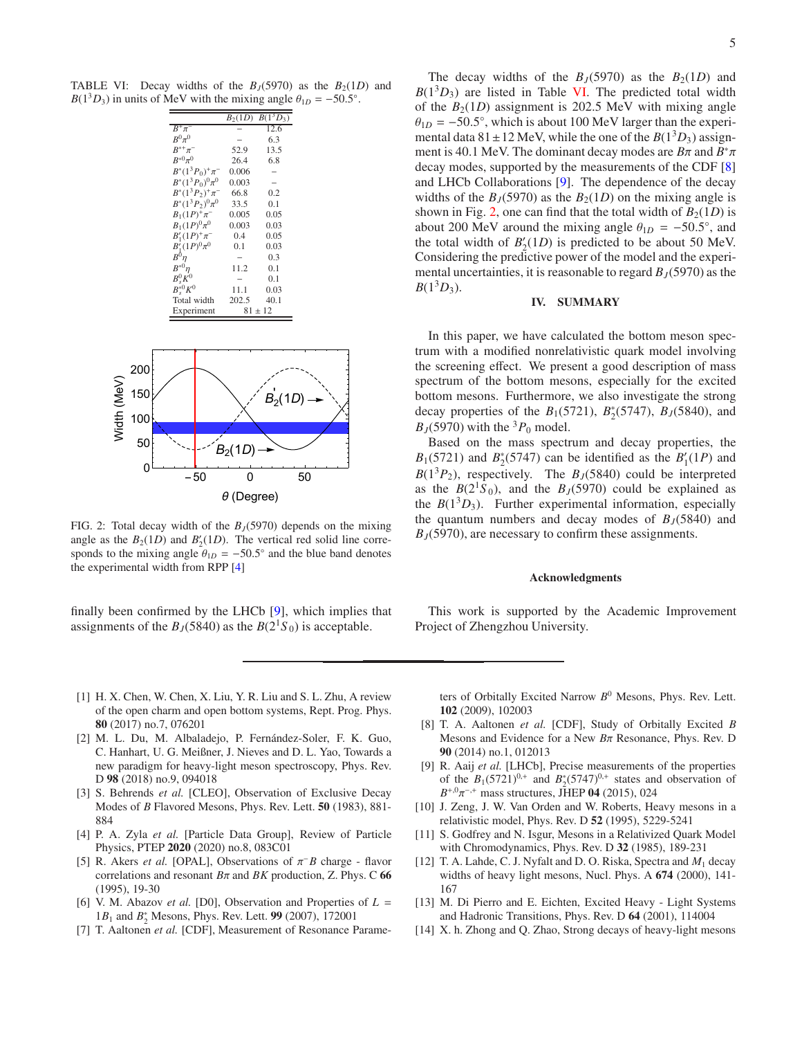TABLE VI: Decay widths of the $B_J(5970)$ as the $B_2(1D)$ and $B(1^3D_3)$ in units of MeV with the mixing angle $\theta_{1D} = -50.5°$.

| | $B_2(1D)$ | $B(1^3D_3)$ |
|---|---|---|
| $B^+\pi^-$ | – | 12.6 |
| $B^0\pi^0$ | – | 6.3 |
| $B^{*+}\pi^-$ | 52.9 | 13.5 |
| $B^{*0}\pi^0$ | 26.4 | 6.8 |
| $B^*(1^3P_0)^+\pi^-$ | 0.006 | – |
| $B^*(1^3P_0)^0\pi^0$ | 0.003 | – |
| $B^*(1^3P_2)^+\pi^-$ | 66.8 | 0.2 |
| $B^*(1^3P_2)^0\pi^0$ | 33.5 | 0.1 |
| $B_1(1P)^+\pi^-$ | 0.005 | 0.05 |
| $B_1(1P)^0\pi^0$ | 0.003 | 0.03 |
| $B_1'(1P)^+\pi^-$ | 0.4 | 0.05 |
| $B_1'(1P)^0\pi^0$ | 0.1 | 0.03 |
| $B^0\eta$ | – | 0.3 |
| $B^{*0}\eta$ | 11.2 | 0.1 |
| $B_s^0K^0$ | – | 0.1 |
| $B_s^{*0}K^0$ | 11.1 | 0.03 |
| Total width | 202.5 | 40.1 |
| Experiment | $81 \pm 12$ | |

FIG. 2: Total decay width of the $B_J(5970)$ depends on the mixing angle as the $B_2(1D)$ and $B_2'(1D)$. The vertical red solid line corresponds to the mixing angle $\theta_{1D} = -50.5°$ and the blue band denotes the experimental width from RPP [4]

finally been confirmed by the LHCb [9], which implies that assignments of the $B_J(5840)$ as the $B(2^1S_0)$ is acceptable.

The decay widths of the $B_J(5970)$ as the $B_2(1D)$ and $B(1^3D_3)$ are listed in Table VI. The predicted total width of the $B_2(1D)$ assignment is 202.5 MeV with mixing angle $\theta_{1D} = -50.5°$, which is about 100 MeV larger than the experimental data $81 \pm 12$ MeV, while the one of the $B(1^3D_3)$ assignment is 40.1 MeV. The dominant decay modes are $B\pi$ and $B^*\pi$ decay modes, supported by the measurements of the CDF [8] and LHCb Collaborations [9]. The dependence of the decay widths of the $B_J(5970)$ as the $B_2(1D)$ on the mixing angle is shown in Fig. 2, one can find that the total width of $B_2(1D)$ is about 200 MeV around the mixing angle $\theta_{1D} = -50.5°$, and the total width of $B_2'(1D)$ is predicted to be about 50 MeV. Considering the predictive power of the model and the experimental uncertainties, it is reasonable to regard $B_J(5970)$ as the $B(1^3D_3)$.

## IV. SUMMARY

In this paper, we have calculated the bottom meson spectrum with a modified nonrelativistic quark model involving the screening effect. We present a good description of mass spectrum of the bottom mesons, especially for the excited bottom mesons. Furthermore, we also investigate the strong decay properties of the $B_1(5721)$, $B_2^*(5747)$, $B_J(5840)$, and $B_J(5970)$ with the $^3P_0$ model.

Based on the mass spectrum and decay properties, the $B_1(5721)$ and $B_2^*(5747)$ can be identified as the $B_1'(1P)$ and $B(1^3P_2)$, respectively. The $B_J(5840)$ could be interpreted as the $B(2^1S_0)$, and the $B_J(5970)$ could be explained as the $B(1^3D_3)$. Further experimental information, especially the quantum numbers and decay modes of $B_J(5840)$ and $B_J(5970)$, are necessary to confirm these assignments.

### Acknowledgments

This work is supported by the Academic Improvement Project of Zhengzhou University.

[1] H. X. Chen, W. Chen, X. Liu, Y. R. Liu and S. L. Zhu, A review of the open charm and open bottom systems, Rept. Prog. Phys. **80** (2017) no.7, 076201

[2] M. L. Du, M. Albaladejo, P. Fernández-Soler, F. K. Guo, C. Hanhart, U. G. Meißner, J. Nieves and D. L. Yao, Towards a new paradigm for heavy-light meson spectroscopy, Phys. Rev. D **98** (2018) no.9, 094018

[3] S. Behrends *et al.* [CLEO], Observation of Exclusive Decay Modes of $B$ Flavored Mesons, Phys. Rev. Lett. **50** (1983), 881-884

[4] P. A. Zyla *et al.* [Particle Data Group], Review of Particle Physics, PTEP **2020** (2020) no.8, 083C01

[5] R. Akers *et al.* [OPAL], Observations of $\pi^- B$ charge - flavor correlations and resonant $B\pi$ and $BK$ production, Z. Phys. C **66** (1995), 19-30

[6] V. M. Abazov *et al.* [D0], Observation and Properties of $L = 1B_1$ and $B_2^*$ Mesons, Phys. Rev. Lett. **99** (2007), 172001

[7] T. Aaltonen *et al.* [CDF], Measurement of Resonance Parameters of Orbitally Excited Narrow $B^0$ Mesons, Phys. Rev. Lett. **102** (2009), 102003

[8] T. A. Aaltonen *et al.* [CDF], Study of Orbitally Excited $B$ Mesons and Evidence for a New $B\pi$ Resonance, Phys. Rev. D **90** (2014) no.1, 012013

[9] R. Aaij *et al.* [LHCb], Precise measurements of the properties of the $B_1(5721)^{0,+}$ and $B_2^*(5747)^{0,+}$ states and observation of $B^{+,0}\pi^{-,+}$ mass structures, JHEP **04** (2015), 024

[10] J. Zeng, J. W. Van Orden and W. Roberts, Heavy mesons in a relativistic model, Phys. Rev. D **52** (1995), 5229-5241

[11] S. Godfrey and N. Isgur, Mesons in a Relativized Quark Model with Chromodynamics, Phys. Rev. D **32** (1985), 189-231

[12] T. A. Lahde, C. J. Nyfalt and D. O. Riska, Spectra and $M_1$ decay widths of heavy light mesons, Nucl. Phys. A **674** (2000), 141-167

[13] M. Di Pierro and E. Eichten, Excited Heavy - Light Systems and Hadronic Transitions, Phys. Rev. D **64** (2001), 114004

[14] X. h. Zhong and Q. Zhao, Strong decays of heavy-light mesons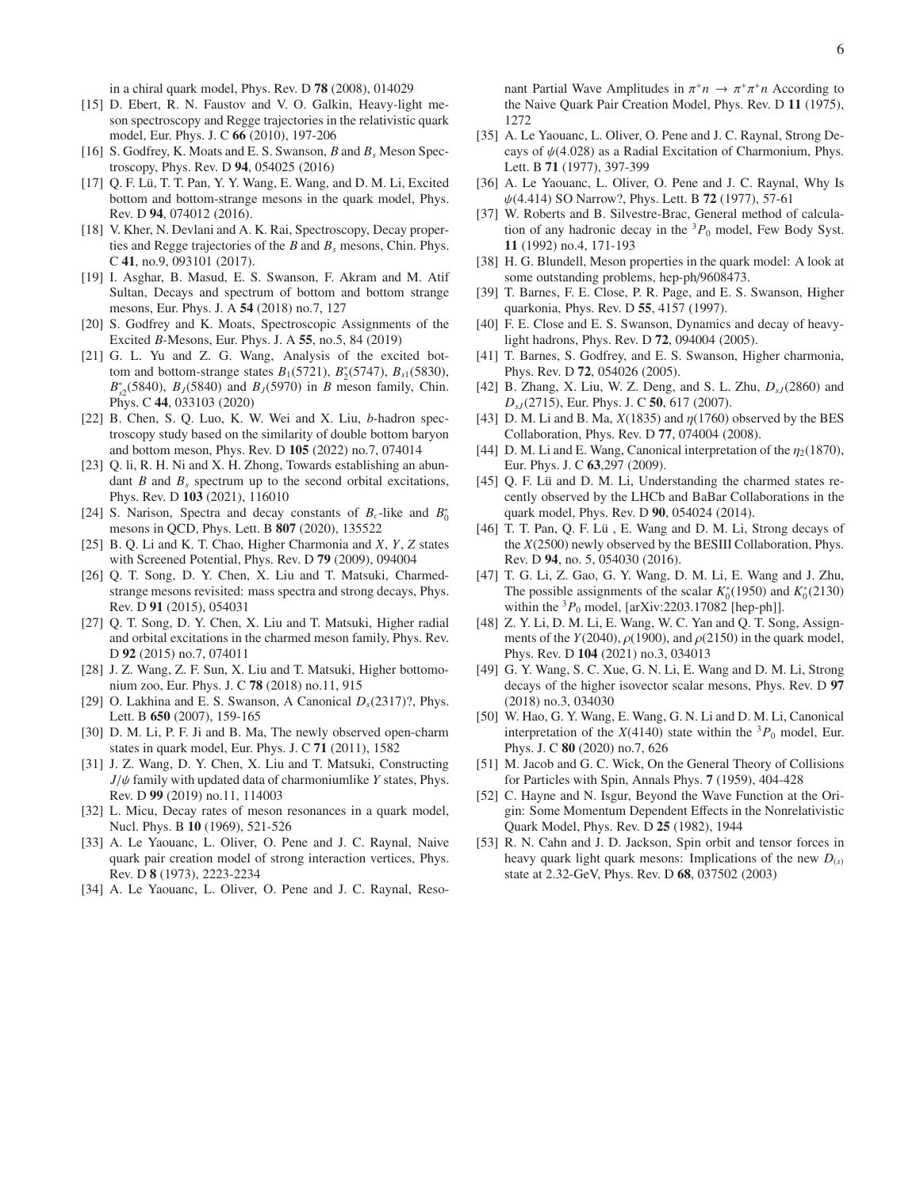in a chiral quark model, Phys. Rev. D **78** (2008), 014029

[15] D. Ebert, R. N. Faustov and V. O. Galkin, Heavy-light meson spectroscopy and Regge trajectories in the relativistic quark model, Eur. Phys. J. C **66** (2010), 197-206

[16] S. Godfrey, K. Moats and E. S. Swanson, $B$ and $B_s$ Meson Spectroscopy, Phys. Rev. D **94**, 054025 (2016)

[17] Q. F. Lü, T. T. Pan, Y. Y. Wang, E. Wang, and D. M. Li, Excited bottom and bottom-strange mesons in the quark model, Phys. Rev. D **94**, 074012 (2016).

[18] V. Kher, N. Devlani and A. K. Rai, Spectroscopy, Decay properties and Regge trajectories of the $B$ and $B_s$ mesons, Chin. Phys. C **41**, no.9, 093101 (2017).

[19] I. Asghar, B. Masud, E. S. Swanson, F. Akram and M. Atif Sultan, Decays and spectrum of bottom and bottom strange mesons, Eur. Phys. J. A **54** (2018) no.7, 127

[20] S. Godfrey and K. Moats, Spectroscopic Assignments of the Excited $B$-Mesons, Eur. Phys. J. A **55**, no.5, 84 (2019)

[21] G. L. Yu and Z. G. Wang, Analysis of the excited bottom and bottom-strange states $B_1(5721)$, $B_2^*(5747)$, $B_{s1}(5830)$, $B_{s2}^*(5840)$, $B_J(5840)$ and $B_J(5970)$ in $B$ meson family, Chin. Phys. C **44**, 033103 (2020)

[22] B. Chen, S. Q. Luo, K. W. Wei and X. Liu, $b$-hadron spectroscopy study based on the similarity of double bottom baryon and bottom meson, Phys. Rev. D **105** (2022) no.7, 074014

[23] Q. li, R. H. Ni and X. H. Zhong, Towards establishing an abundant $B$ and $B_s$ spectrum up to the second orbital excitations, Phys. Rev. D **103** (2021), 116010

[24] S. Narison, Spectra and decay constants of $B_c$-like and $B_0^*$ mesons in QCD, Phys. Lett. B **807** (2020), 135522

[25] B. Q. Li and K. T. Chao, Higher Charmonia and $X$, $Y$, $Z$ states with Screened Potential, Phys. Rev. D **79** (2009), 094004

[26] Q. T. Song, D. Y. Chen, X. Liu and T. Matsuki, Charmed-strange mesons revisited: mass spectra and strong decays, Phys. Rev. D **91** (2015), 054031

[27] Q. T. Song, D. Y. Chen, X. Liu and T. Matsuki, Higher radial and orbital excitations in the charmed meson family, Phys. Rev. D **92** (2015) no.7, 074011

[28] J. Z. Wang, Z. F. Sun, X. Liu and T. Matsuki, Higher bottomonium zoo, Eur. Phys. J. C **78** (2018) no.11, 915

[29] O. Lakhina and E. S. Swanson, A Canonical $D_s(2317)$?, Phys. Lett. B **650** (2007), 159-165

[30] D. M. Li, P. F. Ji and B. Ma, The newly observed open-charm states in quark model, Eur. Phys. J. C **71** (2011), 1582

[31] J. Z. Wang, D. Y. Chen, X. Liu and T. Matsuki, Constructing $J/\psi$ family with updated data of charmoniumlike $Y$ states, Phys. Rev. D **99** (2019) no.11, 114003

[32] L. Micu, Decay rates of meson resonances in a quark model, Nucl. Phys. B **10** (1969), 521-526

[33] A. Le Yaouanc, L. Oliver, O. Pene and J. C. Raynal, Naive quark pair creation model of strong interaction vertices, Phys. Rev. D **8** (1973), 2223-2234

[34] A. Le Yaouanc, L. Oliver, O. Pene and J. C. Raynal, Resonant Partial Wave Amplitudes in $\pi^+ n \to \pi^+\pi^+ n$ According to the Naive Quark Pair Creation Model, Phys. Rev. D **11** (1975), 1272

[35] A. Le Yaouanc, L. Oliver, O. Pene and J. C. Raynal, Strong Decays of $\psi(4.028)$ as a Radial Excitation of Charmonium, Phys. Lett. B **71** (1977), 397-399

[36] A. Le Yaouanc, L. Oliver, O. Pene and J. C. Raynal, Why Is $\psi(4.414)$ SO Narrow?, Phys. Lett. B **72** (1977), 57-61

[37] W. Roberts and B. Silvestre-Brac, General method of calculation of any hadronic decay in the $^3P_0$ model, Few Body Syst. **11** (1992) no.4, 171-193

[38] H. G. Blundell, Meson properties in the quark model: A look at some outstanding problems, hep-ph/9608473.

[39] T. Barnes, F. E. Close, P. R. Page, and E. S. Swanson, Higher quarkonia, Phys. Rev. D **55**, 4157 (1997).

[40] F. E. Close and E. S. Swanson, Dynamics and decay of heavy-light hadrons, Phys. Rev. D **72**, 094004 (2005).

[41] T. Barnes, S. Godfrey, and E. S. Swanson, Higher charmonia, Phys. Rev. D **72**, 054026 (2005).

[42] B. Zhang, X. Liu, W. Z. Deng, and S. L. Zhu, $D_{sJ}(2860)$ and $D_{sJ}(2715)$, Eur. Phys. J. C **50**, 617 (2007).

[43] D. M. Li and B. Ma, $X(1835)$ and $\eta(1760)$ observed by the BES Collaboration, Phys. Rev. D **77**, 074004 (2008).

[44] D. M. Li and E. Wang, Canonical interpretation of the $\eta_2(1870)$, Eur. Phys. J. C **63**,297 (2009).

[45] Q. F. Lü and D. M. Li, Understanding the charmed states recently observed by the LHCb and BaBar Collaborations in the quark model, Phys. Rev. D **90**, 054024 (2014).

[46] T. T. Pan, Q. F. Lü , E. Wang and D. M. Li, Strong decays of the $X(2500)$ newly observed by the BESIII Collaboration, Phys. Rev. D **94**, no. 5, 054030 (2016).

[47] T. G. Li, Z. Gao, G. Y. Wang, D. M. Li, E. Wang and J. Zhu, The possible assignments of the scalar $K_0^*(1950)$ and $K_0^*(2130)$ within the $^3P_0$ model, [arXiv:2203.17082 [hep-ph]].

[48] Z. Y. Li, D. M. Li, E. Wang, W. C. Yan and Q. T. Song, Assignments of the $Y(2040)$, $\rho(1900)$, and $\rho(2150)$ in the quark model, Phys. Rev. D **104** (2021) no.3, 034013

[49] G. Y. Wang, S. C. Xue, G. N. Li, E. Wang and D. M. Li, Strong decays of the higher isovector scalar mesons, Phys. Rev. D **97** (2018) no.3, 034030

[50] W. Hao, G. Y. Wang, E. Wang, G. N. Li and D. M. Li, Canonical interpretation of the $X(4140)$ state within the $^3P_0$ model, Eur. Phys. J. C **80** (2020) no.7, 626

[51] M. Jacob and G. C. Wick, On the General Theory of Collisions for Particles with Spin, Annals Phys. **7** (1959), 404-428

[52] C. Hayne and N. Isgur, Beyond the Wave Function at the Origin: Some Momentum Dependent Effects in the Nonrelativistic Quark Model, Phys. Rev. D **25** (1982), 1944

[53] R. N. Cahn and J. D. Jackson, Spin orbit and tensor forces in heavy quark light quark mesons: Implications of the new $D_{(s)}$ state at 2.32-GeV, Phys. Rev. D **68**, 037502 (2003)